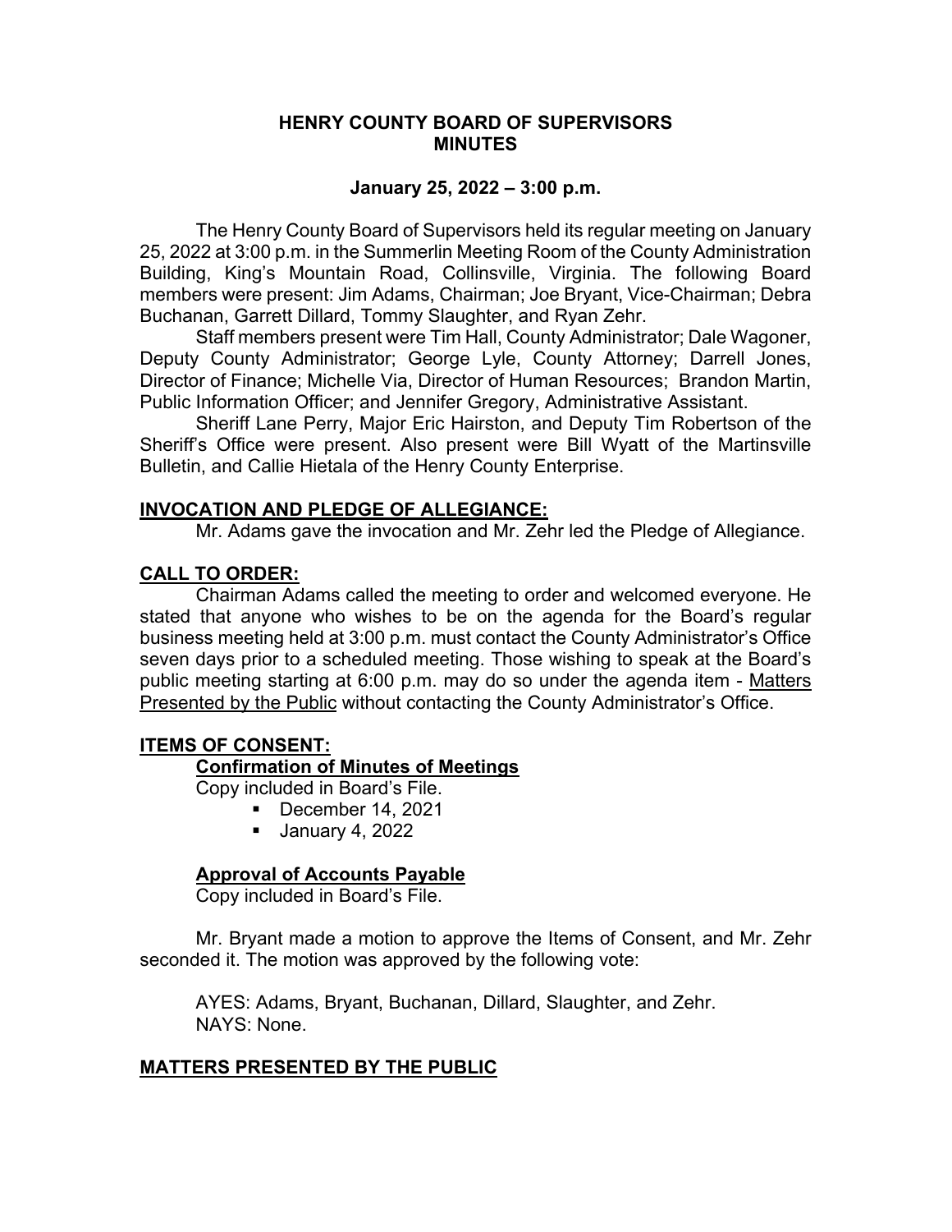# HENRY COUNTY BOARD OF SUPERVISORS MINUTES

## January 25, 2022 – 3:00 p.m.

The Henry County Board of Supervisors held its regular meeting on January 25, 2022 at 3:00 p.m. in the Summerlin Meeting Room of the County Administration Building, King's Mountain Road, Collinsville, Virginia. The following Board members were present: Jim Adams, Chairman; Joe Bryant, Vice-Chairman; Debra Buchanan, Garrett Dillard, Tommy Slaughter, and Ryan Zehr.

Staff members present were Tim Hall, County Administrator; Dale Wagoner, Deputy County Administrator; George Lyle, County Attorney; Darrell Jones, Director of Finance; Michelle Via, Director of Human Resources; Brandon Martin, Public Information Officer; and Jennifer Gregory, Administrative Assistant.

Sheriff Lane Perry, Major Eric Hairston, and Deputy Tim Robertson of the Sheriff's Office were present. Also present were Bill Wyatt of the Martinsville Bulletin, and Callie Hietala of the Henry County Enterprise.

**INVOCATION AND PLEDGE OF ALLEGIANCE:**

Mr. Adams gave the invocation and Mr. Zehr led the Pledge of Allegiance.

**CALL TO ORDER:**

Chairman Adams called the meeting to order and welcomed everyone. He stated that anyone who wishes to be on the agenda for the Board's regular business meeting held at 3:00 p.m. must contact the County Administrator's Office seven days prior to a scheduled meeting. Those wishing to speak at the Board's public meeting starting at 6:00 p.m. may do so under the agenda item - Matters Presented by the Public without contacting the County Administrator's Office.

**ITEMS OF CONSENT:**

**Confirmation of Minutes of Meetings**

Copy included in Board's File.

- December 14, 2021
- January 4, 2022

**Approval of Accounts Payable**

Copy included in Board's File.

Mr. Bryant made a motion to approve the Items of Consent, and Mr. Zehr seconded it. The motion was approved by the following vote:

AYES: Adams, Bryant, Buchanan, Dillard, Slaughter, and Zehr.
NAYS: None.

**MATTERS PRESENTED BY THE PUBLIC**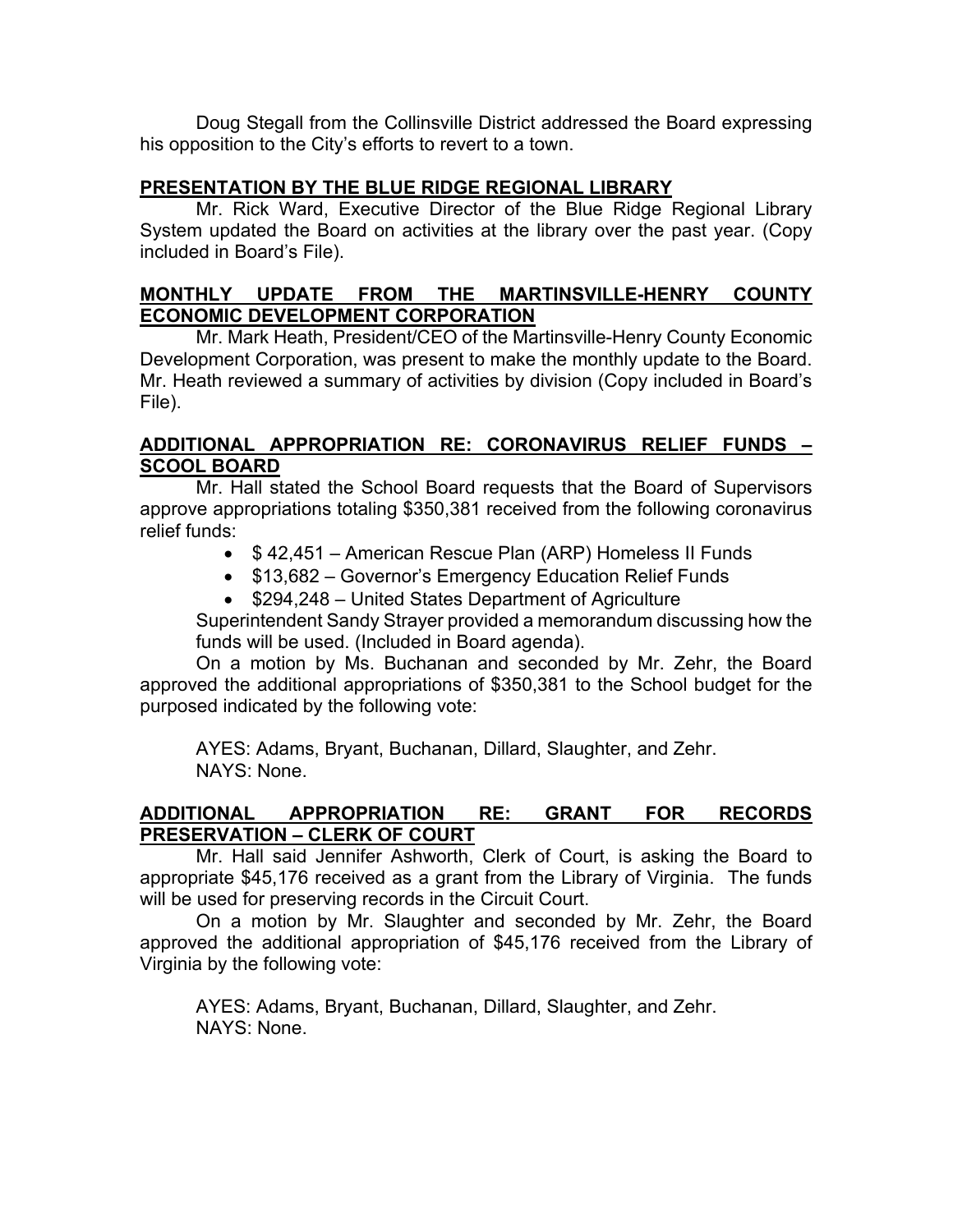Doug Stegall from the Collinsville District addressed the Board expressing his opposition to the City's efforts to revert to a town.

## PRESENTATION BY THE BLUE RIDGE REGIONAL LIBRARY

Mr. Rick Ward, Executive Director of the Blue Ridge Regional Library System updated the Board on activities at the library over the past year. (Copy included in Board's File).

## MONTHLY UPDATE FROM THE MARTINSVILLE-HENRY COUNTY ECONOMIC DEVELOPMENT CORPORATION

Mr. Mark Heath, President/CEO of the Martinsville-Henry County Economic Development Corporation, was present to make the monthly update to the Board. Mr. Heath reviewed a summary of activities by division (Copy included in Board's File).

## ADDITIONAL APPROPRIATION RE: CORONAVIRUS RELIEF FUNDS – SCOOL BOARD

Mr. Hall stated the School Board requests that the Board of Supervisors approve appropriations totaling $350,381 received from the following coronavirus relief funds:

- $ 42,451 – American Rescue Plan (ARP) Homeless II Funds
- $13,682 – Governor's Emergency Education Relief Funds
- $294,248 – United States Department of Agriculture

Superintendent Sandy Strayer provided a memorandum discussing how the funds will be used. (Included in Board agenda).

On a motion by Ms. Buchanan and seconded by Mr. Zehr, the Board approved the additional appropriations of $350,381 to the School budget for the purposed indicated by the following vote:

AYES: Adams, Bryant, Buchanan, Dillard, Slaughter, and Zehr.
NAYS: None.

## ADDITIONAL APPROPRIATION RE: GRANT FOR RECORDS PRESERVATION – CLERK OF COURT

Mr. Hall said Jennifer Ashworth, Clerk of Court, is asking the Board to appropriate $45,176 received as a grant from the Library of Virginia. The funds will be used for preserving records in the Circuit Court.

On a motion by Mr. Slaughter and seconded by Mr. Zehr, the Board approved the additional appropriation of $45,176 received from the Library of Virginia by the following vote:

AYES: Adams, Bryant, Buchanan, Dillard, Slaughter, and Zehr.
NAYS: None.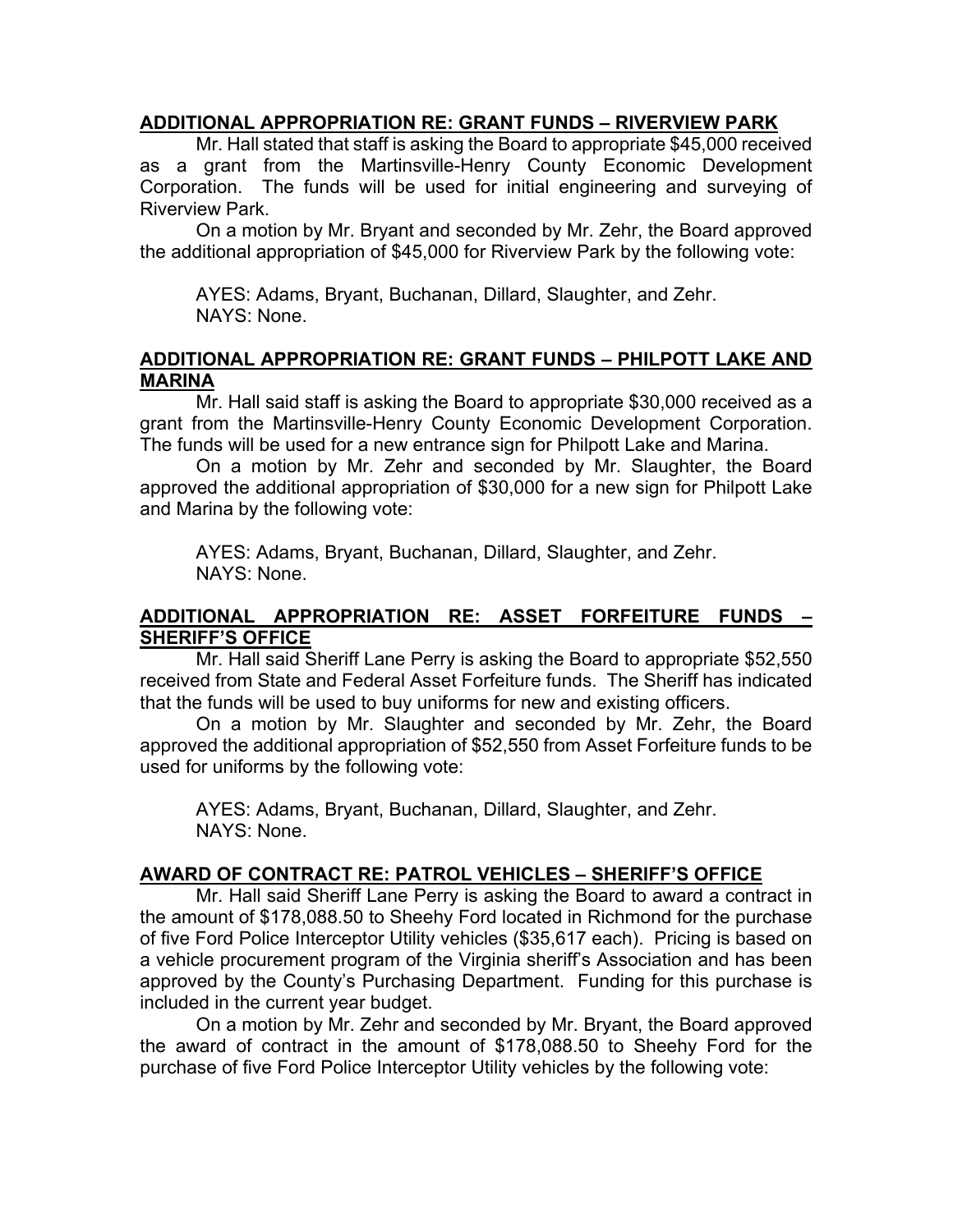**ADDITIONAL APPROPRIATION RE: GRANT FUNDS – RIVERVIEW PARK**

Mr. Hall stated that staff is asking the Board to appropriate $45,000 received as a grant from the Martinsville-Henry County Economic Development Corporation. The funds will be used for initial engineering and surveying of Riverview Park.

On a motion by Mr. Bryant and seconded by Mr. Zehr, the Board approved the additional appropriation of $45,000 for Riverview Park by the following vote:

AYES: Adams, Bryant, Buchanan, Dillard, Slaughter, and Zehr.
NAYS: None.

**ADDITIONAL APPROPRIATION RE: GRANT FUNDS – PHILPOTT LAKE AND MARINA**

Mr. Hall said staff is asking the Board to appropriate $30,000 received as a grant from the Martinsville-Henry County Economic Development Corporation. The funds will be used for a new entrance sign for Philpott Lake and Marina.

On a motion by Mr. Zehr and seconded by Mr. Slaughter, the Board approved the additional appropriation of $30,000 for a new sign for Philpott Lake and Marina by the following vote:

AYES: Adams, Bryant, Buchanan, Dillard, Slaughter, and Zehr.
NAYS: None.

**ADDITIONAL APPROPRIATION RE: ASSET FORFEITURE FUNDS – SHERIFF'S OFFICE**

Mr. Hall said Sheriff Lane Perry is asking the Board to appropriate $52,550 received from State and Federal Asset Forfeiture funds. The Sheriff has indicated that the funds will be used to buy uniforms for new and existing officers.

On a motion by Mr. Slaughter and seconded by Mr. Zehr, the Board approved the additional appropriation of $52,550 from Asset Forfeiture funds to be used for uniforms by the following vote:

AYES: Adams, Bryant, Buchanan, Dillard, Slaughter, and Zehr.
NAYS: None.

**AWARD OF CONTRACT RE: PATROL VEHICLES – SHERIFF'S OFFICE**

Mr. Hall said Sheriff Lane Perry is asking the Board to award a contract in the amount of $178,088.50 to Sheehy Ford located in Richmond for the purchase of five Ford Police Interceptor Utility vehicles ($35,617 each). Pricing is based on a vehicle procurement program of the Virginia sheriff's Association and has been approved by the County's Purchasing Department. Funding for this purchase is included in the current year budget.

On a motion by Mr. Zehr and seconded by Mr. Bryant, the Board approved the award of contract in the amount of $178,088.50 to Sheehy Ford for the purchase of five Ford Police Interceptor Utility vehicles by the following vote: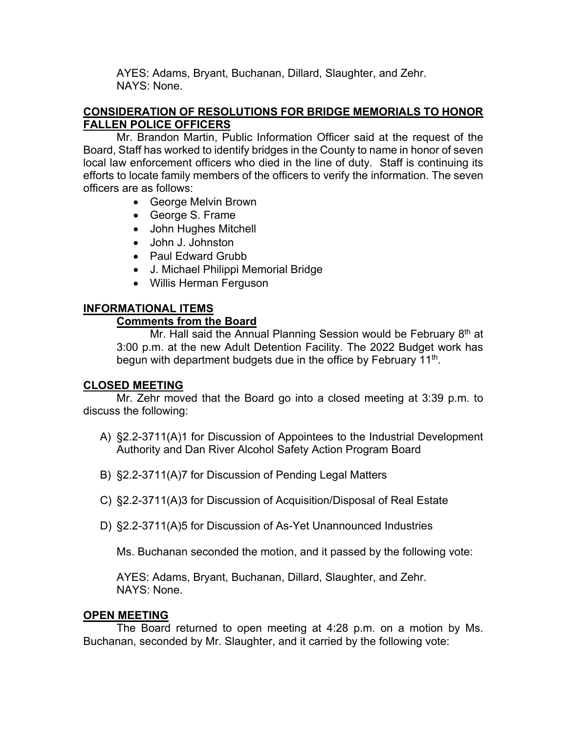AYES: Adams, Bryant, Buchanan, Dillard, Slaughter, and Zehr.
NAYS: None.

**CONSIDERATION OF RESOLUTIONS FOR BRIDGE MEMORIALS TO HONOR FALLEN POLICE OFFICERS**

Mr. Brandon Martin, Public Information Officer said at the request of the Board, Staff has worked to identify bridges in the County to name in honor of seven local law enforcement officers who died in the line of duty. Staff is continuing its efforts to locate family members of the officers to verify the information. The seven officers are as follows:

- George Melvin Brown
- George S. Frame
- John Hughes Mitchell
- John J. Johnston
- Paul Edward Grubb
- J. Michael Philippi Memorial Bridge
- Willis Herman Ferguson

**INFORMATIONAL ITEMS**

**Comments from the Board**

Mr. Hall said the Annual Planning Session would be February 8th at 3:00 p.m. at the new Adult Detention Facility. The 2022 Budget work has begun with department budgets due in the office by February 11th.

**CLOSED MEETING**

Mr. Zehr moved that the Board go into a closed meeting at 3:39 p.m. to discuss the following:

A) §2.2-3711(A)1 for Discussion of Appointees to the Industrial Development Authority and Dan River Alcohol Safety Action Program Board

B) §2.2-3711(A)7 for Discussion of Pending Legal Matters

C) §2.2-3711(A)3 for Discussion of Acquisition/Disposal of Real Estate

D) §2.2-3711(A)5 for Discussion of As-Yet Unannounced Industries

Ms. Buchanan seconded the motion, and it passed by the following vote:

AYES: Adams, Bryant, Buchanan, Dillard, Slaughter, and Zehr.
NAYS: None.

**OPEN MEETING**

The Board returned to open meeting at 4:28 p.m. on a motion by Ms. Buchanan, seconded by Mr. Slaughter, and it carried by the following vote: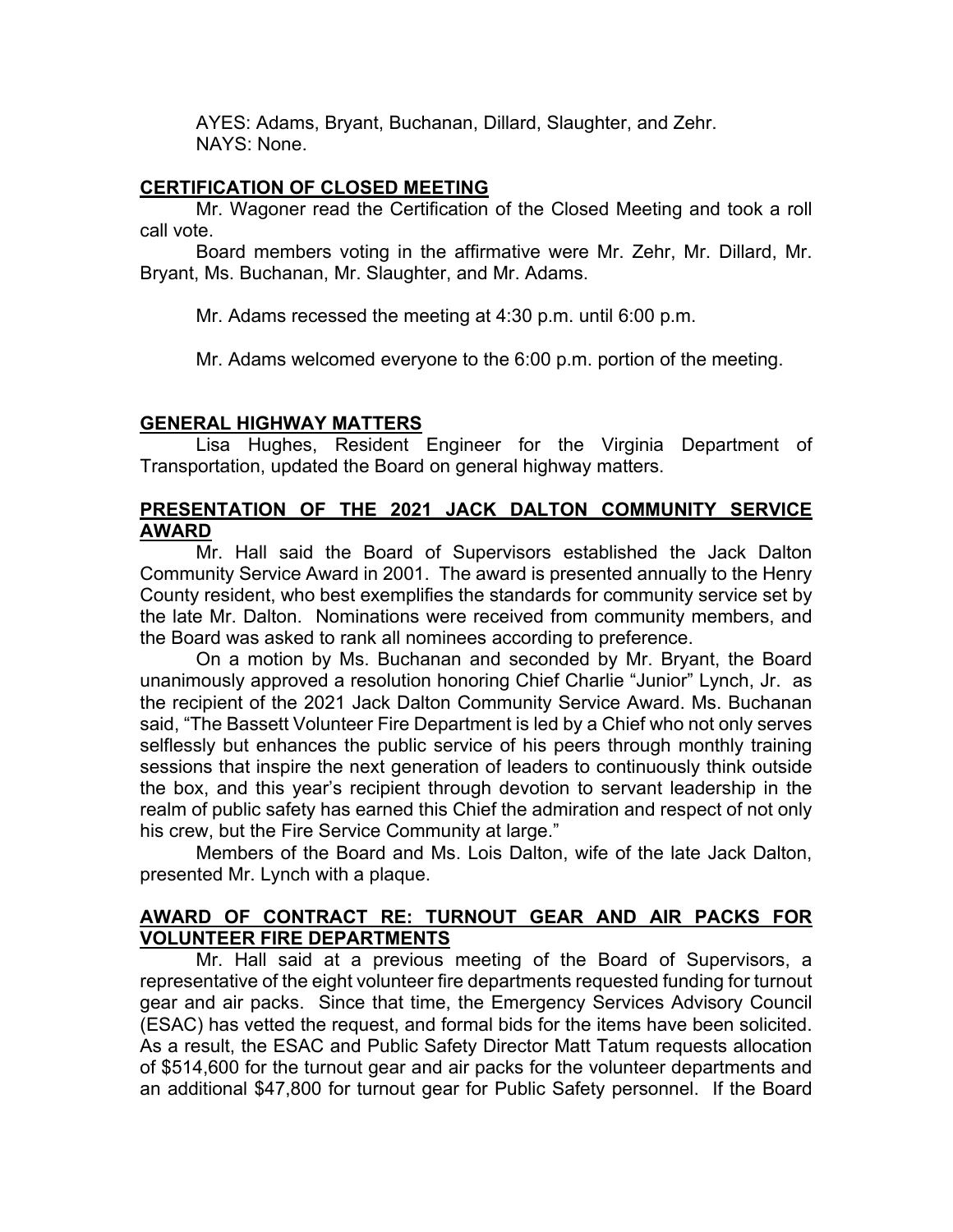AYES: Adams, Bryant, Buchanan, Dillard, Slaughter, and Zehr.
NAYS: None.

**CERTIFICATION OF CLOSED MEETING**

Mr. Wagoner read the Certification of the Closed Meeting and took a roll call vote.

Board members voting in the affirmative were Mr. Zehr, Mr. Dillard, Mr. Bryant, Ms. Buchanan, Mr. Slaughter, and Mr. Adams.

Mr. Adams recessed the meeting at 4:30 p.m. until 6:00 p.m.

Mr. Adams welcomed everyone to the 6:00 p.m. portion of the meeting.

**GENERAL HIGHWAY MATTERS**

Lisa Hughes, Resident Engineer for the Virginia Department of Transportation, updated the Board on general highway matters.

**PRESENTATION OF THE 2021 JACK DALTON COMMUNITY SERVICE AWARD**

Mr. Hall said the Board of Supervisors established the Jack Dalton Community Service Award in 2001. The award is presented annually to the Henry County resident, who best exemplifies the standards for community service set by the late Mr. Dalton. Nominations were received from community members, and the Board was asked to rank all nominees according to preference.

On a motion by Ms. Buchanan and seconded by Mr. Bryant, the Board unanimously approved a resolution honoring Chief Charlie "Junior" Lynch, Jr. as the recipient of the 2021 Jack Dalton Community Service Award. Ms. Buchanan said, "The Bassett Volunteer Fire Department is led by a Chief who not only serves selflessly but enhances the public service of his peers through monthly training sessions that inspire the next generation of leaders to continuously think outside the box, and this year's recipient through devotion to servant leadership in the realm of public safety has earned this Chief the admiration and respect of not only his crew, but the Fire Service Community at large."

Members of the Board and Ms. Lois Dalton, wife of the late Jack Dalton, presented Mr. Lynch with a plaque.

**AWARD OF CONTRACT RE: TURNOUT GEAR AND AIR PACKS FOR VOLUNTEER FIRE DEPARTMENTS**

Mr. Hall said at a previous meeting of the Board of Supervisors, a representative of the eight volunteer fire departments requested funding for turnout gear and air packs. Since that time, the Emergency Services Advisory Council (ESAC) has vetted the request, and formal bids for the items have been solicited. As a result, the ESAC and Public Safety Director Matt Tatum requests allocation of $514,600 for the turnout gear and air packs for the volunteer departments and an additional $47,800 for turnout gear for Public Safety personnel. If the Board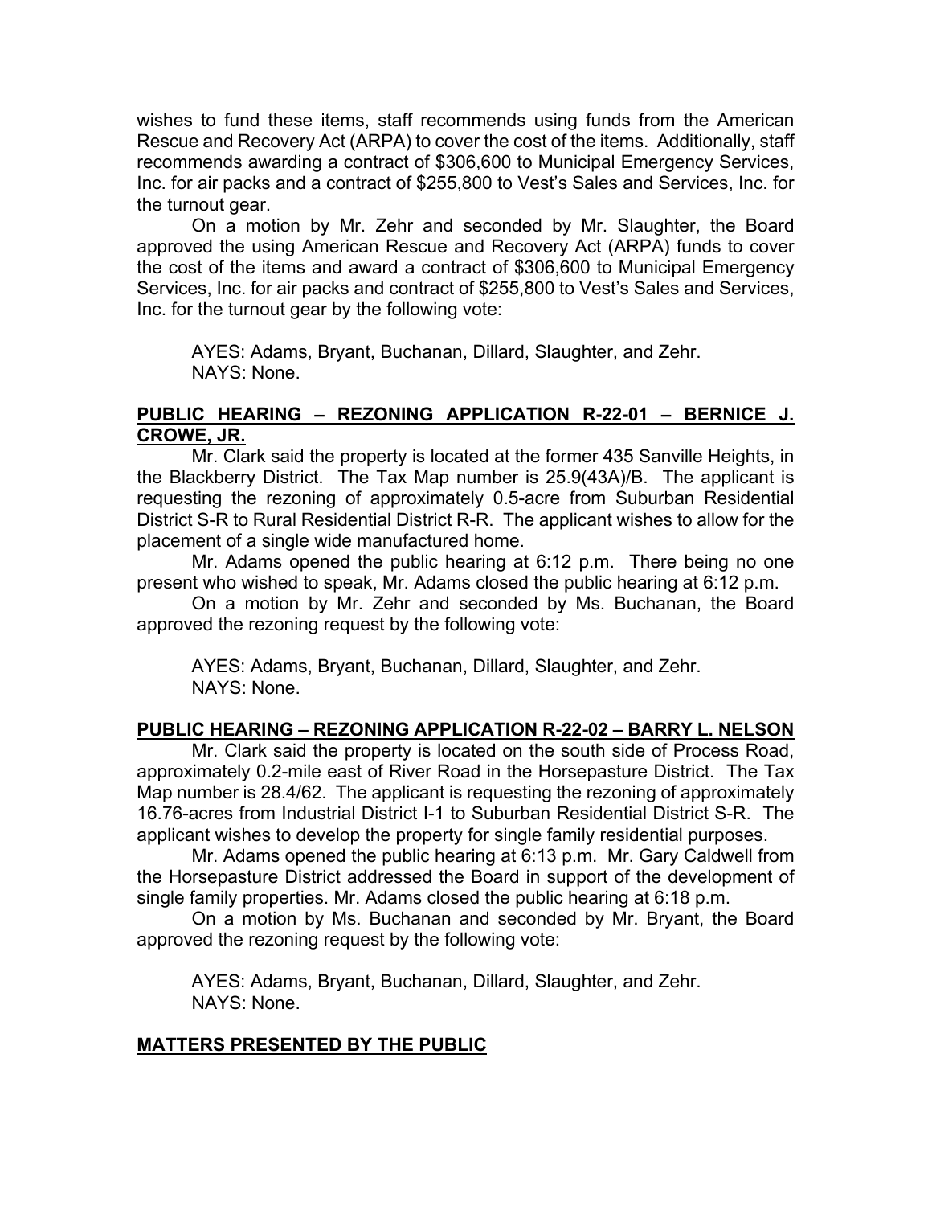wishes to fund these items, staff recommends using funds from the American Rescue and Recovery Act (ARPA) to cover the cost of the items. Additionally, staff recommends awarding a contract of $306,600 to Municipal Emergency Services, Inc. for air packs and a contract of $255,800 to Vest's Sales and Services, Inc. for the turnout gear.

On a motion by Mr. Zehr and seconded by Mr. Slaughter, the Board approved the using American Rescue and Recovery Act (ARPA) funds to cover the cost of the items and award a contract of $306,600 to Municipal Emergency Services, Inc. for air packs and contract of $255,800 to Vest's Sales and Services, Inc. for the turnout gear by the following vote:

AYES: Adams, Bryant, Buchanan, Dillard, Slaughter, and Zehr.
NAYS: None.

**PUBLIC HEARING – REZONING APPLICATION R-22-01 – BERNICE J. CROWE, JR.**

Mr. Clark said the property is located at the former 435 Sanville Heights, in the Blackberry District. The Tax Map number is 25.9(43A)/B. The applicant is requesting the rezoning of approximately 0.5-acre from Suburban Residential District S-R to Rural Residential District R-R. The applicant wishes to allow for the placement of a single wide manufactured home.

Mr. Adams opened the public hearing at 6:12 p.m. There being no one present who wished to speak, Mr. Adams closed the public hearing at 6:12 p.m.

On a motion by Mr. Zehr and seconded by Ms. Buchanan, the Board approved the rezoning request by the following vote:

AYES: Adams, Bryant, Buchanan, Dillard, Slaughter, and Zehr.
NAYS: None.

**PUBLIC HEARING – REZONING APPLICATION R-22-02 – BARRY L. NELSON**

Mr. Clark said the property is located on the south side of Process Road, approximately 0.2-mile east of River Road in the Horsepasture District. The Tax Map number is 28.4/62. The applicant is requesting the rezoning of approximately 16.76-acres from Industrial District I-1 to Suburban Residential District S-R. The applicant wishes to develop the property for single family residential purposes.

Mr. Adams opened the public hearing at 6:13 p.m. Mr. Gary Caldwell from the Horsepasture District addressed the Board in support of the development of single family properties. Mr. Adams closed the public hearing at 6:18 p.m.

On a motion by Ms. Buchanan and seconded by Mr. Bryant, the Board approved the rezoning request by the following vote:

AYES: Adams, Bryant, Buchanan, Dillard, Slaughter, and Zehr.
NAYS: None.

**MATTERS PRESENTED BY THE PUBLIC**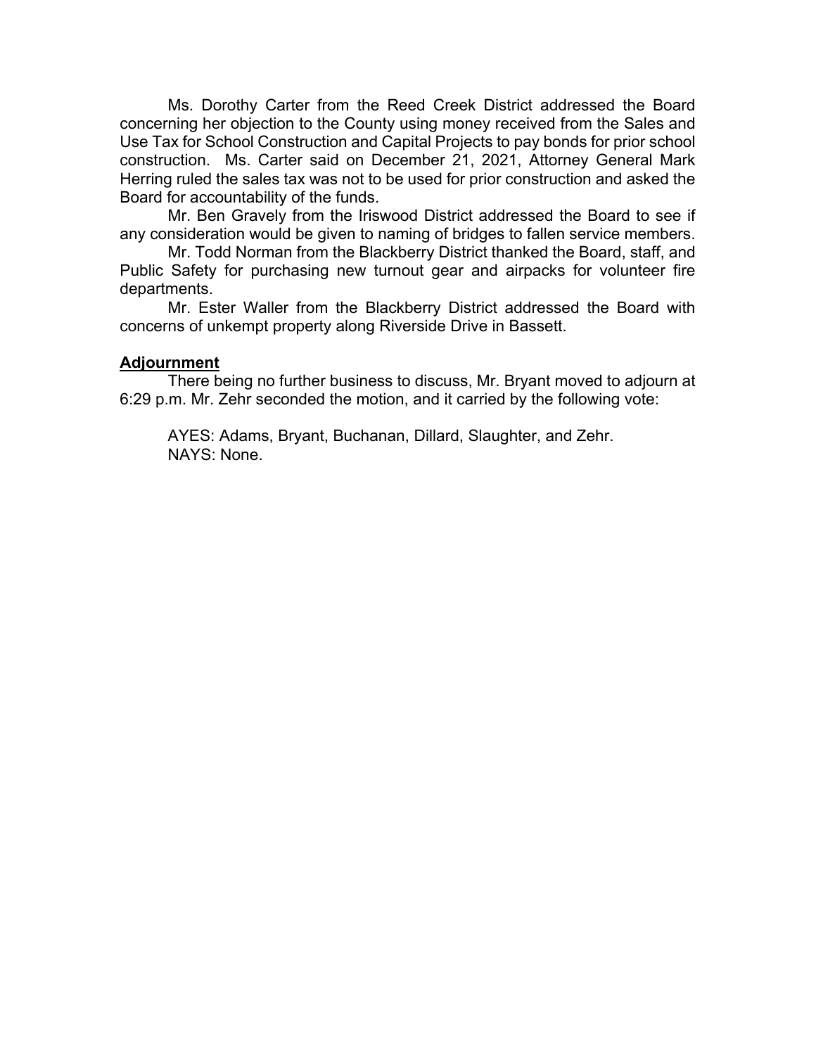Ms. Dorothy Carter from the Reed Creek District addressed the Board concerning her objection to the County using money received from the Sales and Use Tax for School Construction and Capital Projects to pay bonds for prior school construction. Ms. Carter said on December 21, 2021, Attorney General Mark Herring ruled the sales tax was not to be used for prior construction and asked the Board for accountability of the funds.

Mr. Ben Gravely from the Iriswood District addressed the Board to see if any consideration would be given to naming of bridges to fallen service members.

Mr. Todd Norman from the Blackberry District thanked the Board, staff, and Public Safety for purchasing new turnout gear and airpacks for volunteer fire departments.

Mr. Ester Waller from the Blackberry District addressed the Board with concerns of unkempt property along Riverside Drive in Bassett.

**Adjournment**

There being no further business to discuss, Mr. Bryant moved to adjourn at 6:29 p.m. Mr. Zehr seconded the motion, and it carried by the following vote:

AYES: Adams, Bryant, Buchanan, Dillard, Slaughter, and Zehr.
NAYS: None.